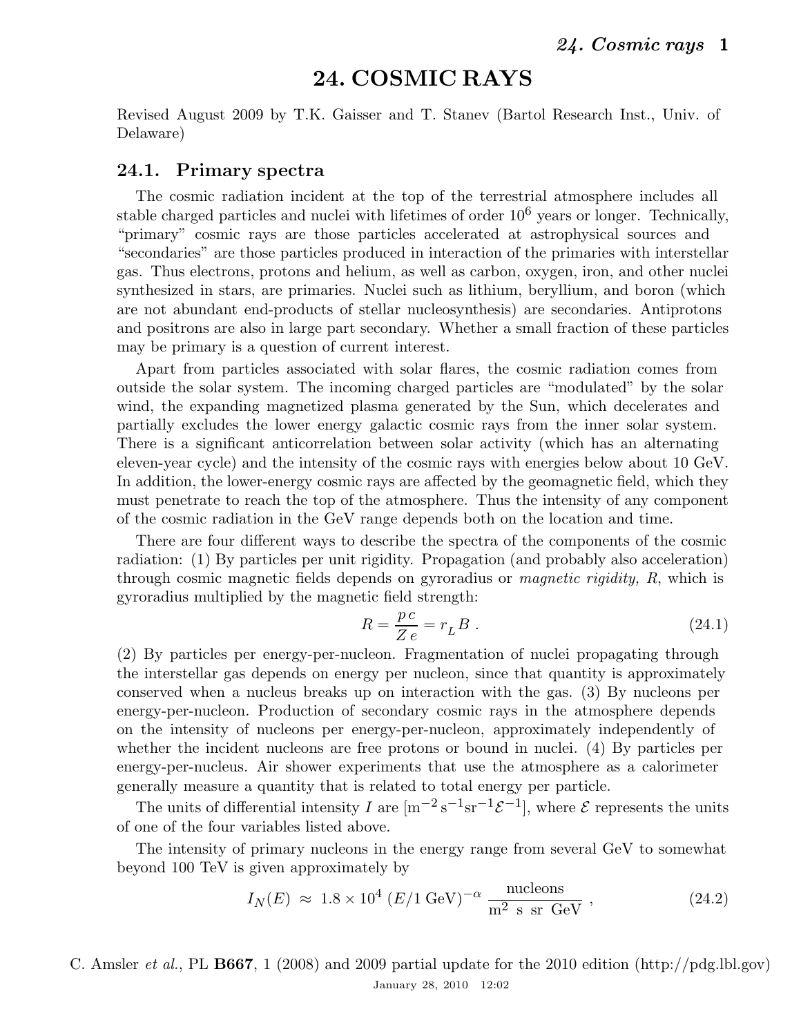# 24. COSMIC RAYS

Revised August 2009 by T.K. Gaisser and T. Stanev (Bartol Research Inst., Univ. of Delaware)

## 24.1. Primary spectra

The cosmic radiation incident at the top of the terrestrial atmosphere includes all stable charged particles and nuclei with lifetimes of order $10^6$ years or longer. Technically, "primary" cosmic rays are those particles accelerated at astrophysical sources and "secondaries" are those particles produced in interaction of the primaries with interstellar gas. Thus electrons, protons and helium, as well as carbon, oxygen, iron, and other nuclei synthesized in stars, are primaries. Nuclei such as lithium, beryllium, and boron (which are not abundant end-products of stellar nucleosynthesis) are secondaries. Antiprotons and positrons are also in large part secondary. Whether a small fraction of these particles may be primary is a question of current interest.

Apart from particles associated with solar flares, the cosmic radiation comes from outside the solar system. The incoming charged particles are "modulated" by the solar wind, the expanding magnetized plasma generated by the Sun, which decelerates and partially excludes the lower energy galactic cosmic rays from the inner solar system. There is a significant anticorrelation between solar activity (which has an alternating eleven-year cycle) and the intensity of the cosmic rays with energies below about 10 GeV. In addition, the lower-energy cosmic rays are affected by the geomagnetic field, which they must penetrate to reach the top of the atmosphere. Thus the intensity of any component of the cosmic radiation in the GeV range depends both on the location and time.

There are four different ways to describe the spectra of the components of the cosmic radiation: (1) By particles per unit rigidity. Propagation (and probably also acceleration) through cosmic magnetic fields depends on gyroradius or *magnetic rigidity, R*, which is gyroradius multiplied by the magnetic field strength:

$$R = \frac{p\,c}{Z\,e} = r_L B\;. \tag{24.1}$$

(2) By particles per energy-per-nucleon. Fragmentation of nuclei propagating through the interstellar gas depends on energy per nucleon, since that quantity is approximately conserved when a nucleus breaks up on interaction with the gas. (3) By nucleons per energy-per-nucleon. Production of secondary cosmic rays in the atmosphere depends on the intensity of nucleons per energy-per-nucleon, approximately independently of whether the incident nucleons are free protons or bound in nuclei. (4) By particles per energy-per-nucleus. Air shower experiments that use the atmosphere as a calorimeter generally measure a quantity that is related to total energy per particle.

The units of differential intensity $I$ are $[\mathrm{m}^{-2}\,\mathrm{s}^{-1}\mathrm{sr}^{-1}\mathcal{E}^{-1}]$, where $\mathcal{E}$ represents the units of one of the four variables listed above.

The intensity of primary nucleons in the energy range from several GeV to somewhat beyond 100 TeV is given approximately by

$$I_N(E)\;\approx\;1.8\times10^4\;(E/1\;\mathrm{GeV})^{-\alpha}\;\frac{\mathrm{nucleons}}{\mathrm{m^2\;s\;sr\;GeV}}\;, \tag{24.2}$$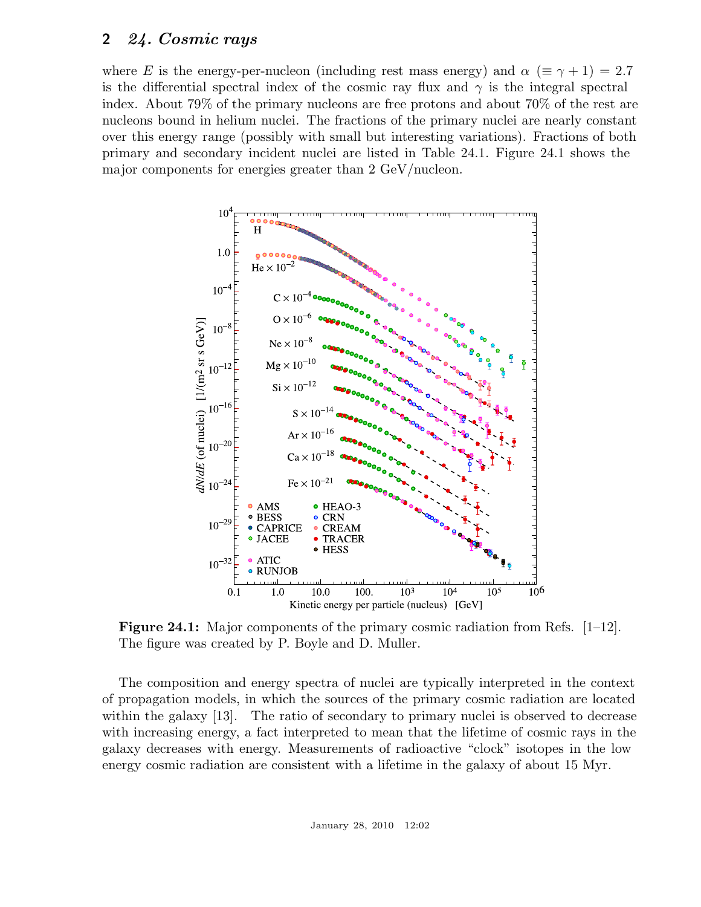where $E$ is the energy-per-nucleon (including rest mass energy) and $\alpha$ ($\equiv \gamma + 1$) = 2.7 is the differential spectral index of the cosmic ray flux and $\gamma$ is the integral spectral index. About 79% of the primary nucleons are free protons and about 70% of the rest are nucleons bound in helium nuclei. The fractions of the primary nuclei are nearly constant over this energy range (possibly with small but interesting variations). Fractions of both primary and secondary incident nuclei are listed in Table 24.1. Figure 24.1 shows the major components for energies greater than 2 GeV/nucleon.

**Figure 24.1:** Major components of the primary cosmic radiation from Refs. [1–12]. The figure was created by P. Boyle and D. Muller.

The composition and energy spectra of nuclei are typically interpreted in the context of propagation models, in which the sources of the primary cosmic radiation are located within the galaxy [13]. The ratio of secondary to primary nuclei is observed to decrease with increasing energy, a fact interpreted to mean that the lifetime of cosmic rays in the galaxy decreases with energy. Measurements of radioactive "clock" isotopes in the low energy cosmic radiation are consistent with a lifetime in the galaxy of about 15 Myr.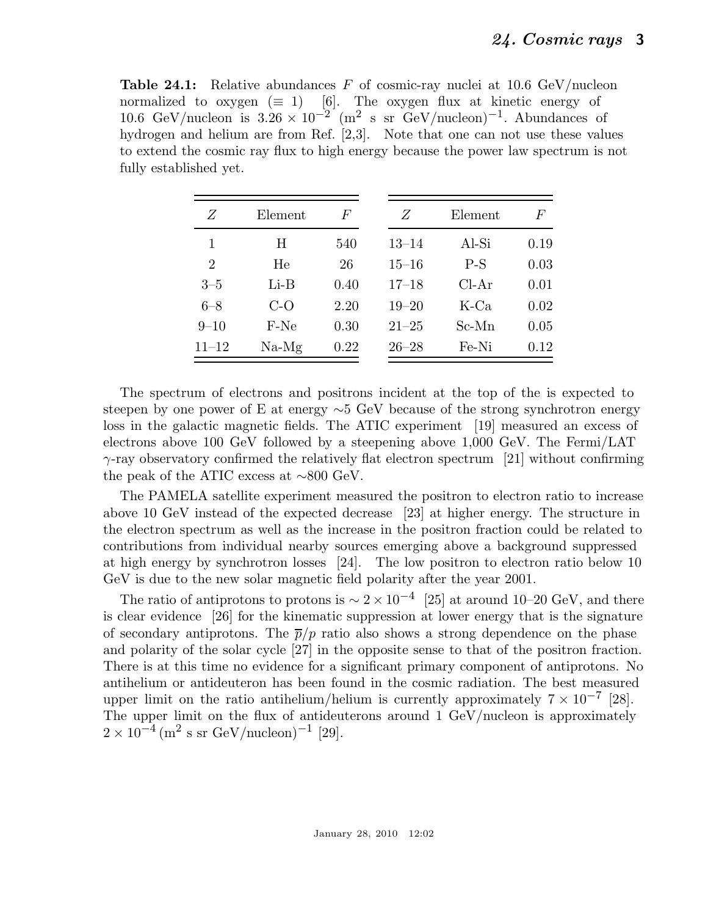**Table 24.1:** Relative abundances $F$ of cosmic-ray nuclei at 10.6 GeV/nucleon normalized to oxygen ($\equiv 1$) [6]. The oxygen flux at kinetic energy of 10.6 GeV/nucleon is $3.26 \times 10^{-2}$ (m$^2$ s sr GeV/nucleon)$^{-1}$. Abundances of hydrogen and helium are from Ref. [2,3]. Note that one can not use these values to extend the cosmic ray flux to high energy because the power law spectrum is not fully established yet.

| $Z$ | Element | $F$ | $Z$ | Element | $F$ |
|---|---|---|---|---|---|
| 1 | H | 540 | 13–14 | Al-Si | 0.19 |
| 2 | He | 26 | 15–16 | P-S | 0.03 |
| 3–5 | Li-B | 0.40 | 17–18 | Cl-Ar | 0.01 |
| 6–8 | C-O | 2.20 | 19–20 | K-Ca | 0.02 |
| 9–10 | F-Ne | 0.30 | 21–25 | Sc-Mn | 0.05 |
| 11–12 | Na-Mg | 0.22 | 26–28 | Fe-Ni | 0.12 |

The spectrum of electrons and positrons incident at the top of the is expected to steepen by one power of E at energy ∼5 GeV because of the strong synchrotron energy loss in the galactic magnetic fields. The ATIC experiment [19] measured an excess of electrons above 100 GeV followed by a steepening above 1,000 GeV. The Fermi/LAT $\gamma$-ray observatory confirmed the relatively flat electron spectrum [21] without confirming the peak of the ATIC excess at ∼800 GeV.

The PAMELA satellite experiment measured the positron to electron ratio to increase above 10 GeV instead of the expected decrease [23] at higher energy. The structure in the electron spectrum as well as the increase in the positron fraction could be related to contributions from individual nearby sources emerging above a background suppressed at high energy by synchrotron losses [24]. The low positron to electron ratio below 10 GeV is due to the new solar magnetic field polarity after the year 2001.

The ratio of antiprotons to protons is $\sim 2 \times 10^{-4}$ [25] at around 10–20 GeV, and there is clear evidence [26] for the kinematic suppression at lower energy that is the signature of secondary antiprotons. The $\overline{p}/p$ ratio also shows a strong dependence on the phase and polarity of the solar cycle [27] in the opposite sense to that of the positron fraction. There is at this time no evidence for a significant primary component of antiprotons. No antihelium or antideuteron has been found in the cosmic radiation. The best measured upper limit on the ratio antihelium/helium is currently approximately $7 \times 10^{-7}$ [28]. The upper limit on the flux of antideuterons around 1 GeV/nucleon is approximately $2 \times 10^{-4}$ (m$^2$ s sr GeV/nucleon)$^{-1}$ [29].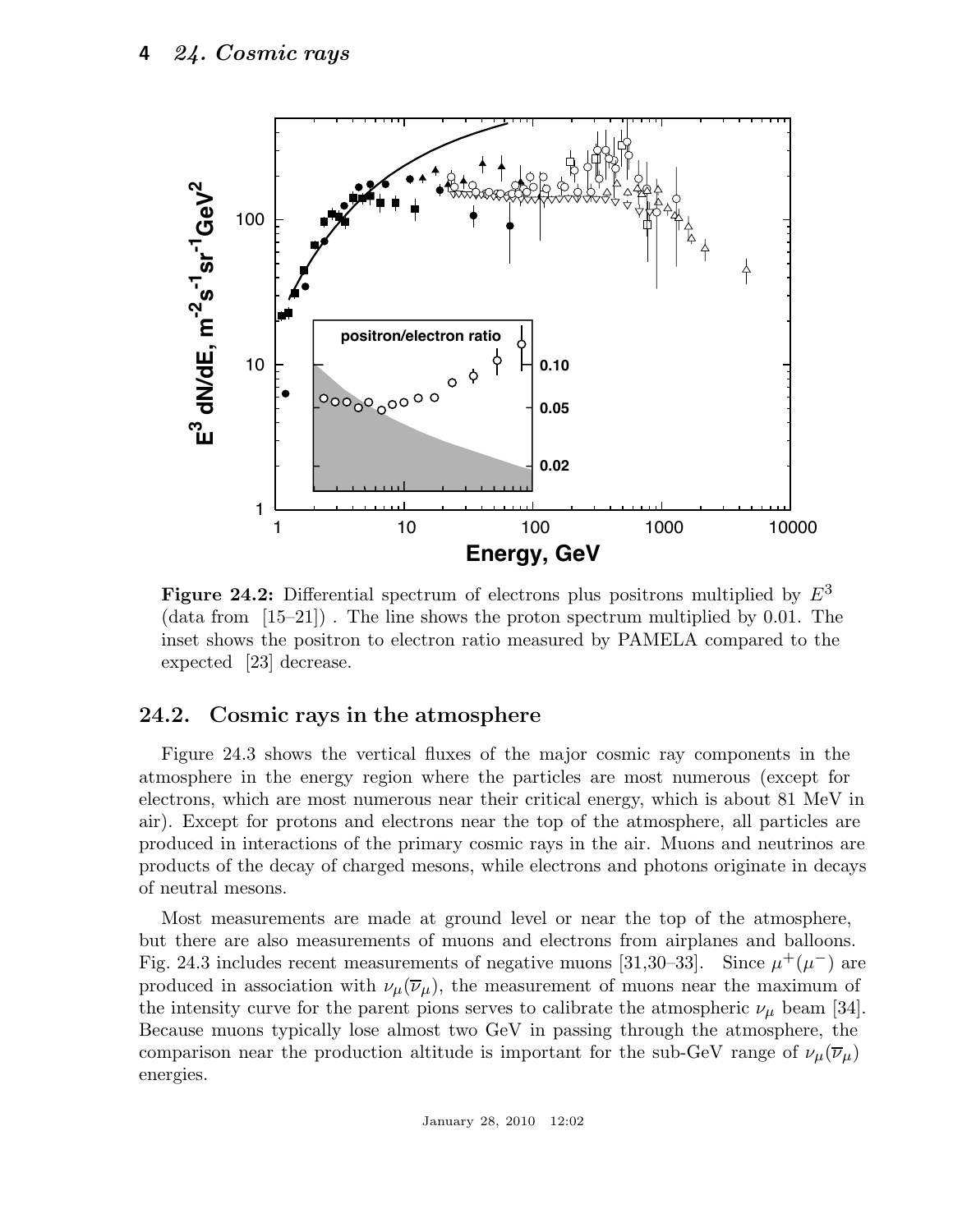**Figure 24.2:** Differential spectrum of electrons plus positrons multiplied by $E^3$ (data from [15–21]) . The line shows the proton spectrum multiplied by 0.01. The inset shows the positron to electron ratio measured by PAMELA compared to the expected [23] decrease.

## 24.2. Cosmic rays in the atmosphere

Figure 24.3 shows the vertical fluxes of the major cosmic ray components in the atmosphere in the energy region where the particles are most numerous (except for electrons, which are most numerous near their critical energy, which is about 81 MeV in air). Except for protons and electrons near the top of the atmosphere, all particles are produced in interactions of the primary cosmic rays in the air. Muons and neutrinos are products of the decay of charged mesons, while electrons and photons originate in decays of neutral mesons.

Most measurements are made at ground level or near the top of the atmosphere, but there are also measurements of muons and electrons from airplanes and balloons. Fig. 24.3 includes recent measurements of negative muons [31,30–33]. Since $\mu^+(\mu^-)$ are produced in association with $\nu_\mu(\overline{\nu}_\mu)$, the measurement of muons near the maximum of the intensity curve for the parent pions serves to calibrate the atmospheric $\nu_\mu$ beam [34]. Because muons typically lose almost two GeV in passing through the atmosphere, the comparison near the production altitude is important for the sub-GeV range of $\nu_\mu(\overline{\nu}_\mu)$ energies.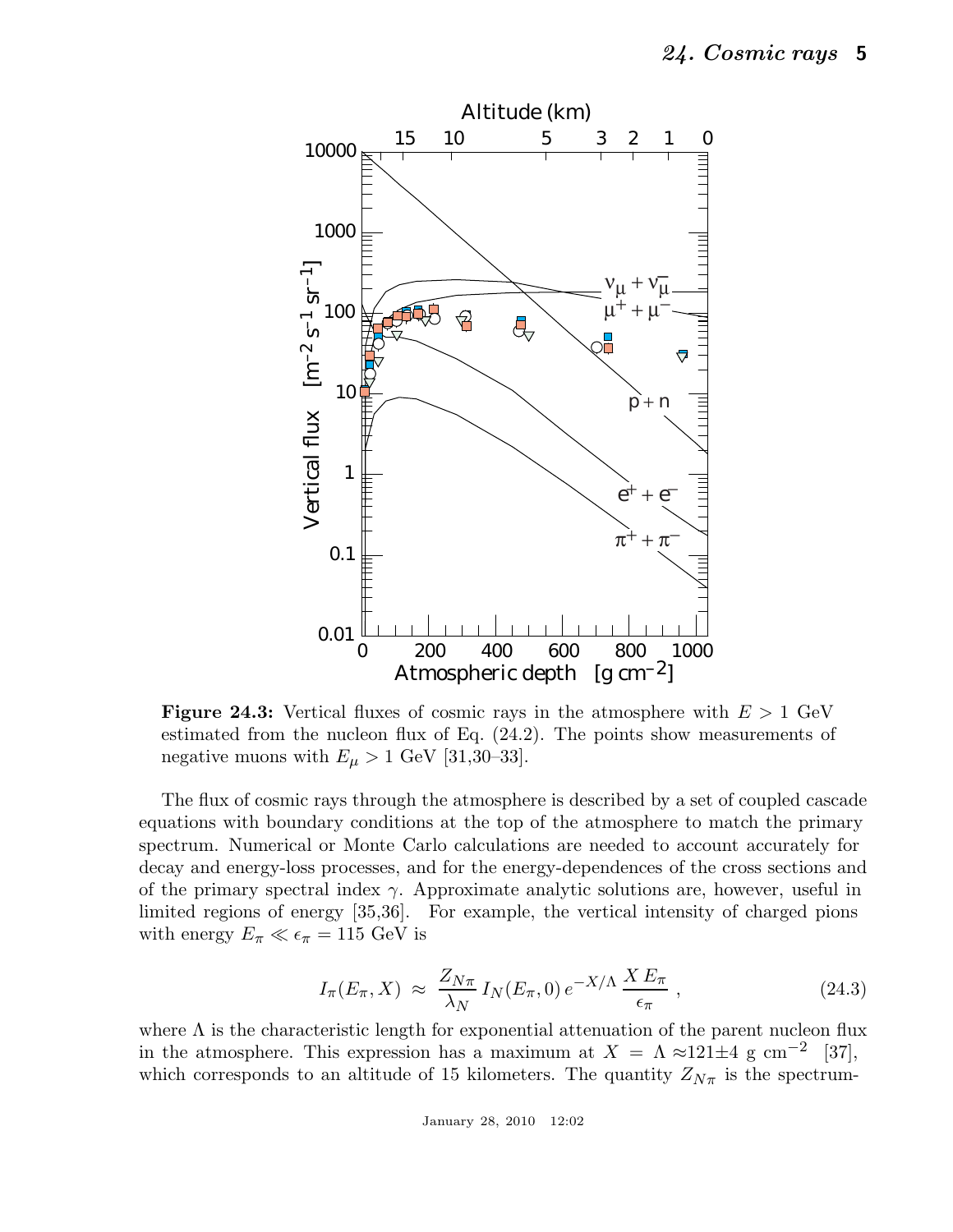**Figure 24.3:** Vertical fluxes of cosmic rays in the atmosphere with $E > 1$ GeV estimated from the nucleon flux of Eq. (24.2). The points show measurements of negative muons with $E_\mu > 1$ GeV [31,30–33].

The flux of cosmic rays through the atmosphere is described by a set of coupled cascade equations with boundary conditions at the top of the atmosphere to match the primary spectrum. Numerical or Monte Carlo calculations are needed to account accurately for decay and energy-loss processes, and for the energy-dependences of the cross sections and of the primary spectral index $\gamma$. Approximate analytic solutions are, however, useful in limited regions of energy [35,36]. For example, the vertical intensity of charged pions with energy $E_\pi \ll \epsilon_\pi = 115$ GeV is

$$I_\pi(E_\pi, X) \approx \frac{Z_{N\pi}}{\lambda_N} I_N(E_\pi, 0)\, e^{-X/\Lambda} \frac{X\, E_\pi}{\epsilon_\pi}, \tag{24.3}$$

where $\Lambda$ is the characteristic length for exponential attenuation of the parent nucleon flux in the atmosphere. This expression has a maximum at $X = \Lambda \approx 121 \pm 4$ g cm$^{-2}$ [37], which corresponds to an altitude of 15 kilometers. The quantity $Z_{N\pi}$ is the spectrum-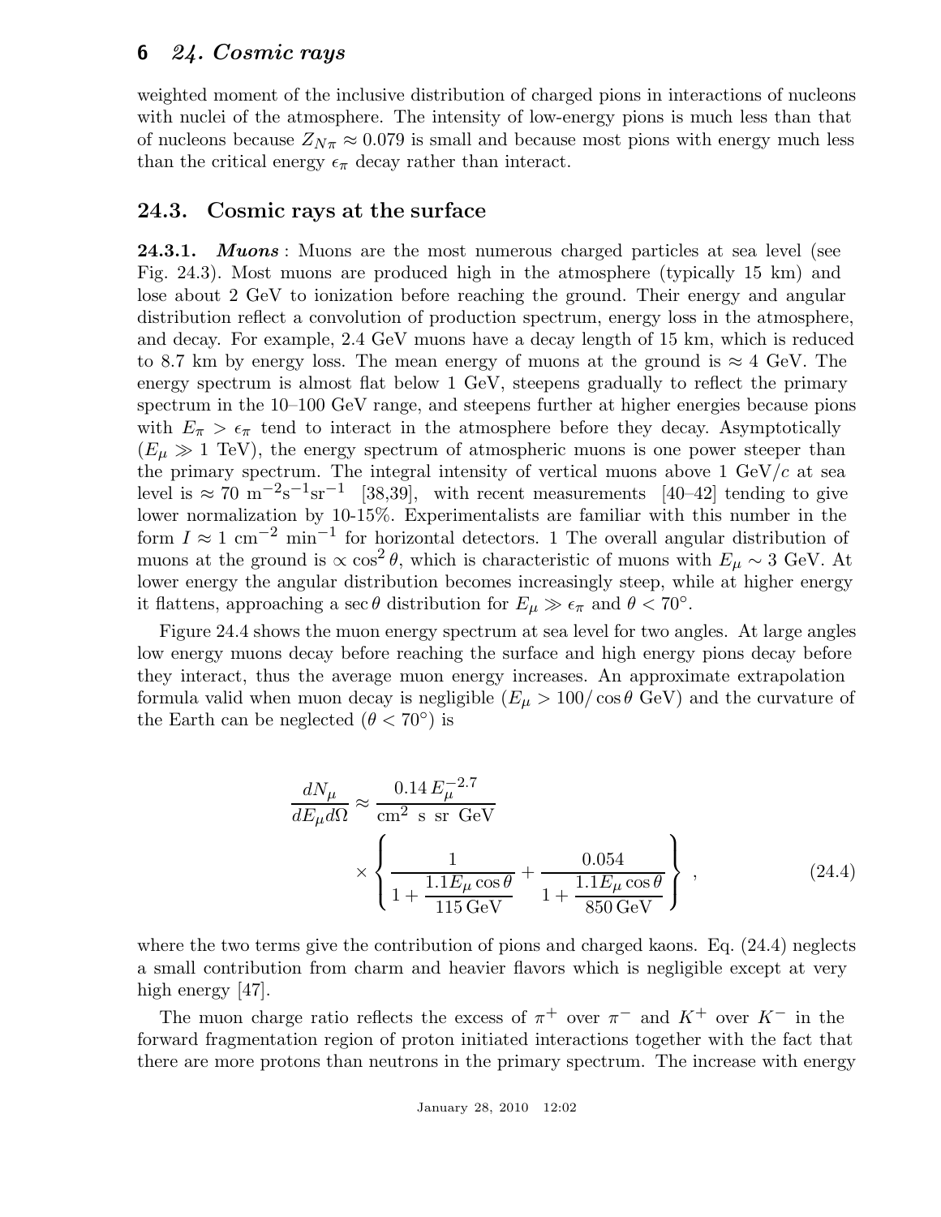weighted moment of the inclusive distribution of charged pions in interactions of nucleons with nuclei of the atmosphere. The intensity of low-energy pions is much less than that of nucleons because $Z_{N\pi} \approx 0.079$ is small and because most pions with energy much less than the critical energy $\epsilon_\pi$ decay rather than interact.

## 24.3. Cosmic rays at the surface

**24.3.1.** ***Muons*** : Muons are the most numerous charged particles at sea level (see Fig. 24.3). Most muons are produced high in the atmosphere (typically 15 km) and lose about 2 GeV to ionization before reaching the ground. Their energy and angular distribution reflect a convolution of production spectrum, energy loss in the atmosphere, and decay. For example, 2.4 GeV muons have a decay length of 15 km, which is reduced to 8.7 km by energy loss. The mean energy of muons at the ground is $\approx 4$ GeV. The energy spectrum is almost flat below 1 GeV, steepens gradually to reflect the primary spectrum in the 10–100 GeV range, and steepens further at higher energies because pions with $E_\pi > \epsilon_\pi$ tend to interact in the atmosphere before they decay. Asymptotically ($E_\mu \gg 1$ TeV), the energy spectrum of atmospheric muons is one power steeper than the primary spectrum. The integral intensity of vertical muons above 1 GeV/$c$ at sea level is $\approx 70$ m$^{-2}$s$^{-1}$sr$^{-1}$ [38,39], with recent measurements [40–42] tending to give lower normalization by 10-15%. Experimentalists are familiar with this number in the form $I \approx 1$ cm$^{-2}$ min$^{-1}$ for horizontal detectors. 1 The overall angular distribution of muons at the ground is $\propto \cos^2\theta$, which is characteristic of muons with $E_\mu \sim 3$ GeV. At lower energy the angular distribution becomes increasingly steep, while at higher energy it flattens, approaching a $\sec\theta$ distribution for $E_\mu \gg \epsilon_\pi$ and $\theta < 70°$.

Figure 24.4 shows the muon energy spectrum at sea level for two angles. At large angles low energy muons decay before reaching the surface and high energy pions decay before they interact, thus the average muon energy increases. An approximate extrapolation formula valid when muon decay is negligible ($E_\mu > 100/\cos\theta$ GeV) and the curvature of the Earth can be neglected ($\theta < 70°$) is

$$\frac{dN_\mu}{dE_\mu d\Omega} \approx \frac{0.14\, E_\mu^{-2.7}}{\text{cm}^2 \text{ s sr GeV}} \times \left\{ \frac{1}{1 + \frac{1.1 E_\mu \cos\theta}{115\,\text{GeV}}} + \frac{0.054}{1 + \frac{1.1 E_\mu \cos\theta}{850\,\text{GeV}}} \right\}, \tag{24.4}$$

where the two terms give the contribution of pions and charged kaons. Eq. (24.4) neglects a small contribution from charm and heavier flavors which is negligible except at very high energy [47].

The muon charge ratio reflects the excess of $\pi^+$ over $\pi^-$ and $K^+$ over $K^-$ in the forward fragmentation region of proton initiated interactions together with the fact that there are more protons than neutrons in the primary spectrum. The increase with energy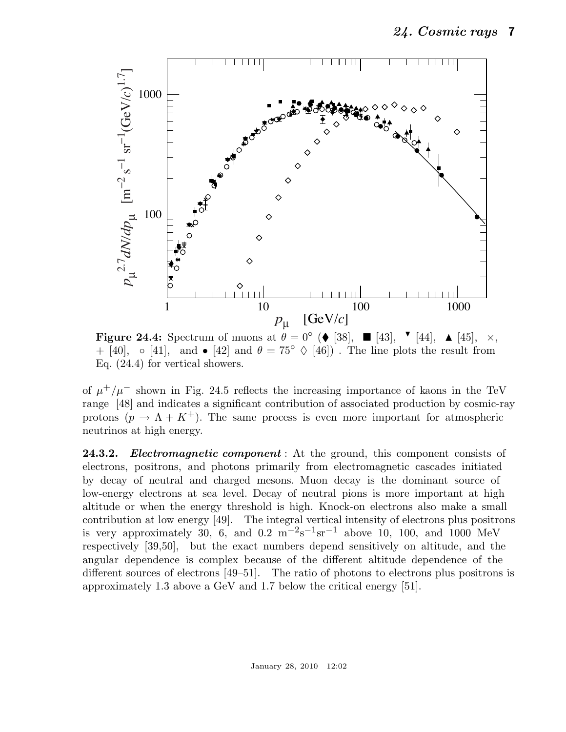**Figure 24.4:** Spectrum of muons at $\theta = 0^\circ$ (♦ [38], ■ [43], ▼ [44], ▲ [45], ×, + [40], ○ [41], and • [42] and $\theta = 75^\circ$ ◊ [46]) . The line plots the result from Eq. (24.4) for vertical showers.

of $\mu^+/\mu^-$ shown in Fig. 24.5 reflects the increasing importance of kaons in the TeV range [48] and indicates a significant contribution of associated production by cosmic-ray protons ($p \rightarrow \Lambda + K^+$). The same process is even more important for atmospheric neutrinos at high energy.

**24.3.2.** ***Electromagnetic component*** : At the ground, this component consists of electrons, positrons, and photons primarily from electromagnetic cascades initiated by decay of neutral and charged mesons. Muon decay is the dominant source of low-energy electrons at sea level. Decay of neutral pions is more important at high altitude or when the energy threshold is high. Knock-on electrons also make a small contribution at low energy [49]. The integral vertical intensity of electrons plus positrons is very approximately 30, 6, and 0.2 $\mathrm{m}^{-2}\mathrm{s}^{-1}\mathrm{sr}^{-1}$ above 10, 100, and 1000 MeV respectively [39,50], but the exact numbers depend sensitively on altitude, and the angular dependence is complex because of the different altitude dependence of the different sources of electrons [49–51]. The ratio of photons to electrons plus positrons is approximately 1.3 above a GeV and 1.7 below the critical energy [51].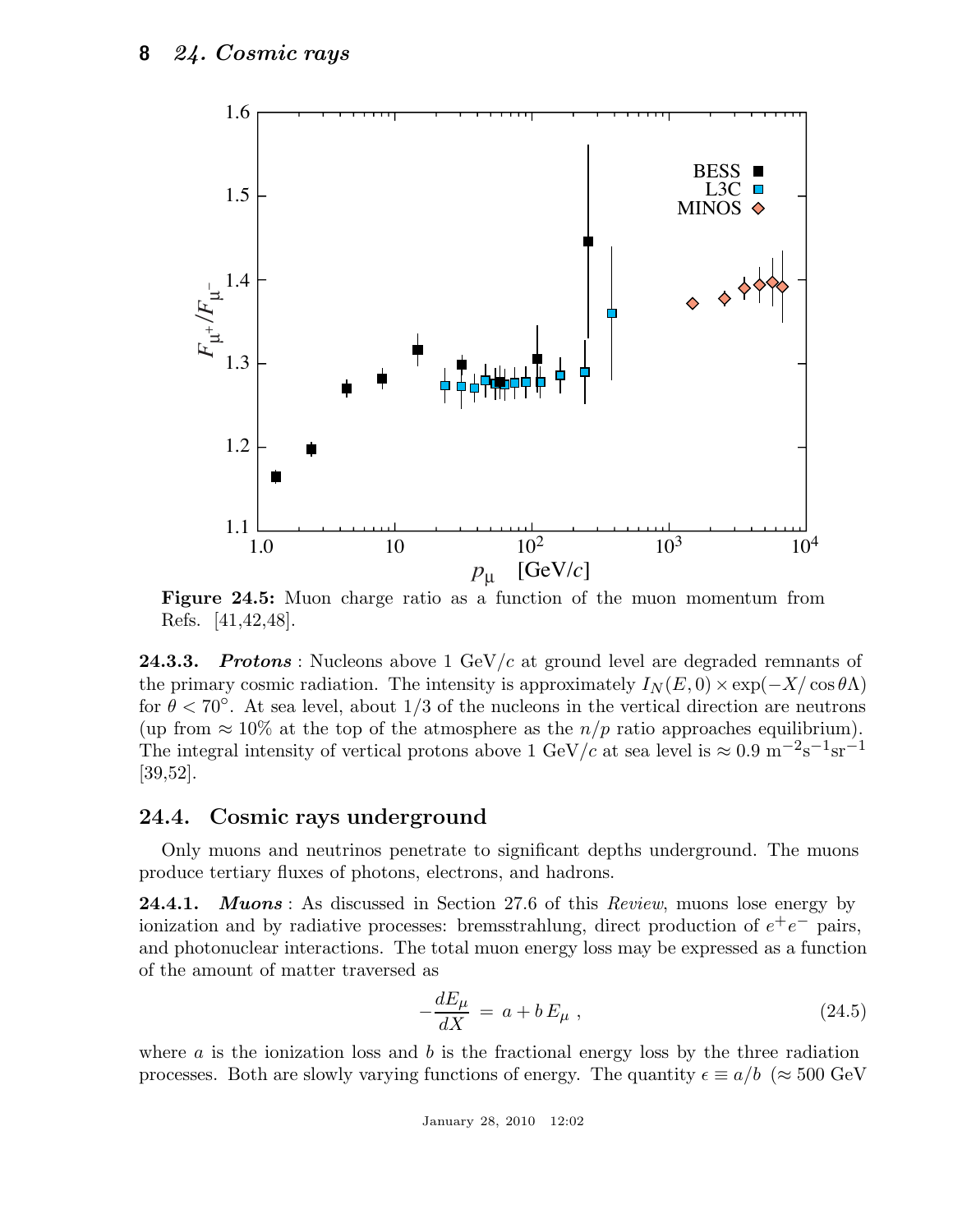**Figure 24.5:** Muon charge ratio as a function of the muon momentum from Refs. [41,42,48].

**24.3.3.** ***Protons*** : Nucleons above 1 GeV/$c$ at ground level are degraded remnants of the primary cosmic radiation. The intensity is approximately $I_N(E, 0) \times \exp(-X/\cos\theta\Lambda)$ for $\theta < 70^\circ$. At sea level, about 1/3 of the nucleons in the vertical direction are neutrons (up from $\approx 10\%$ at the top of the atmosphere as the $n/p$ ratio approaches equilibrium). The integral intensity of vertical protons above 1 GeV/$c$ at sea level is $\approx 0.9\ \mathrm{m}^{-2}\mathrm{s}^{-1}\mathrm{sr}^{-1}$ [39,52].

## 24.4. Cosmic rays underground

Only muons and neutrinos penetrate to significant depths underground. The muons produce tertiary fluxes of photons, electrons, and hadrons.

**24.4.1.** ***Muons*** : As discussed in Section 27.6 of this *Review*, muons lose energy by ionization and by radiative processes: bremsstrahlung, direct production of $e^+e^-$ pairs, and photonuclear interactions. The total muon energy loss may be expressed as a function of the amount of matter traversed as

$$-\frac{dE_\mu}{dX} = a + b\,E_\mu\,, \tag{24.5}$$

where $a$ is the ionization loss and $b$ is the fractional energy loss by the three radiation processes. Both are slowly varying functions of energy. The quantity $\epsilon \equiv a/b$ ($\approx 500$ GeV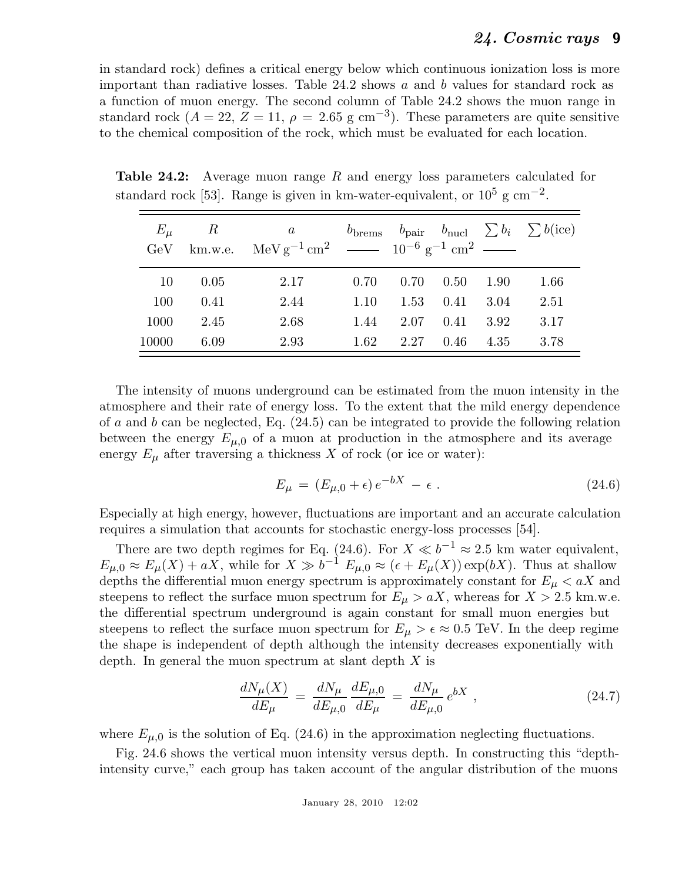in standard rock) defines a critical energy below which continuous ionization loss is more important than radiative losses. Table 24.2 shows $a$ and $b$ values for standard rock as a function of muon energy. The second column of Table 24.2 shows the muon range in standard rock ($A = 22$, $Z = 11$, $\rho = 2.65$ g cm$^{-3}$). These parameters are quite sensitive to the chemical composition of the rock, which must be evaluated for each location.

**Table 24.2:** Average muon range $R$ and energy loss parameters calculated for standard rock [53]. Range is given in km-water-equivalent, or $10^5$ g cm$^{-2}$.

| $E_\mu$ GeV | $R$ km.w.e. | $a$ MeV g$^{-1}$ cm$^2$ | $b_{\rm brems}$ | $b_{\rm pair}$ $10^{-6}$ g$^{-1}$ cm$^2$ | $b_{\rm nucl}$ | $\sum b_i$ | $\sum b$(ice) |
|---|---|---|---|---|---|---|---|
| 10 | 0.05 | 2.17 | 0.70 | 0.70 | 0.50 | 1.90 | 1.66 |
| 100 | 0.41 | 2.44 | 1.10 | 1.53 | 0.41 | 3.04 | 2.51 |
| 1000 | 2.45 | 2.68 | 1.44 | 2.07 | 0.41 | 3.92 | 3.17 |
| 10000 | 6.09 | 2.93 | 1.62 | 2.27 | 0.46 | 4.35 | 3.78 |

The intensity of muons underground can be estimated from the muon intensity in the atmosphere and their rate of energy loss. To the extent that the mild energy dependence of $a$ and $b$ can be neglected, Eq. (24.5) can be integrated to provide the following relation between the energy $E_{\mu,0}$ of a muon at production in the atmosphere and its average energy $E_\mu$ after traversing a thickness $X$ of rock (or ice or water):

$$E_\mu = (E_{\mu,0} + \epsilon)\, e^{-bX} - \epsilon \, . \tag{24.6}$$

Especially at high energy, however, fluctuations are important and an accurate calculation requires a simulation that accounts for stochastic energy-loss processes [54].

There are two depth regimes for Eq. (24.6). For $X \ll b^{-1} \approx 2.5$ km water equivalent, $E_{\mu,0} \approx E_\mu(X) + aX$, while for $X \gg b^{-1}$ $E_{\mu,0} \approx (\epsilon + E_\mu(X)) \exp(bX)$. Thus at shallow depths the differential muon energy spectrum is approximately constant for $E_\mu < aX$ and steepens to reflect the surface muon spectrum for $E_\mu > aX$, whereas for $X > 2.5$ km.w.e. the differential spectrum underground is again constant for small muon energies but steepens to reflect the surface muon spectrum for $E_\mu > \epsilon \approx 0.5$ TeV. In the deep regime the shape is independent of depth although the intensity decreases exponentially with depth. In general the muon spectrum at slant depth $X$ is

$$\frac{dN_\mu(X)}{dE_\mu} = \frac{dN_\mu}{dE_{\mu,0}} \frac{dE_{\mu,0}}{dE_\mu} = \frac{dN_\mu}{dE_{\mu,0}}\, e^{bX} \, , \tag{24.7}$$

where $E_{\mu,0}$ is the solution of Eq. (24.6) in the approximation neglecting fluctuations.

Fig. 24.6 shows the vertical muon intensity versus depth. In constructing this "depth-intensity curve," each group has taken account of the angular distribution of the muons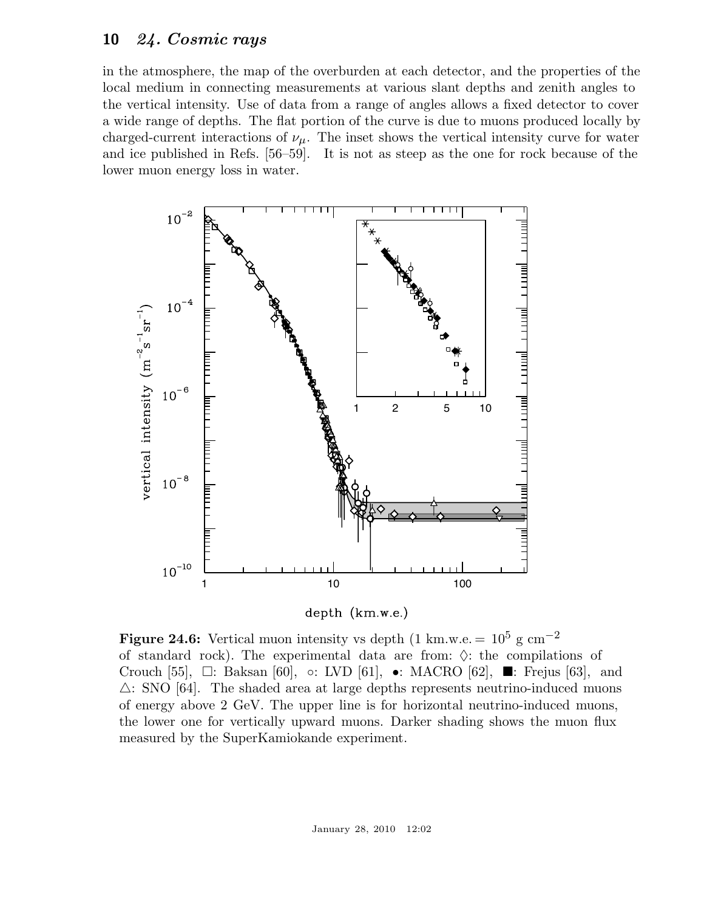in the atmosphere, the map of the overburden at each detector, and the properties of the local medium in connecting measurements at various slant depths and zenith angles to the vertical intensity. Use of data from a range of angles allows a fixed detector to cover a wide range of depths. The flat portion of the curve is due to muons produced locally by charged-current interactions of $\nu_\mu$. The inset shows the vertical intensity curve for water and ice published in Refs. [56–59]. It is not as steep as the one for rock because of the lower muon energy loss in water.

**Figure 24.6:** Vertical muon intensity vs depth (1 km.w.e. = $10^5$ g cm$^{-2}$ of standard rock). The experimental data are from: ◊: the compilations of Crouch [55], □: Baksan [60], ○: LVD [61], •: MACRO [62], ■: Frejus [63], and △: SNO [64]. The shaded area at large depths represents neutrino-induced muons of energy above 2 GeV. The upper line is for horizontal neutrino-induced muons, the lower one for vertically upward muons. Darker shading shows the muon flux measured by the SuperKamiokande experiment.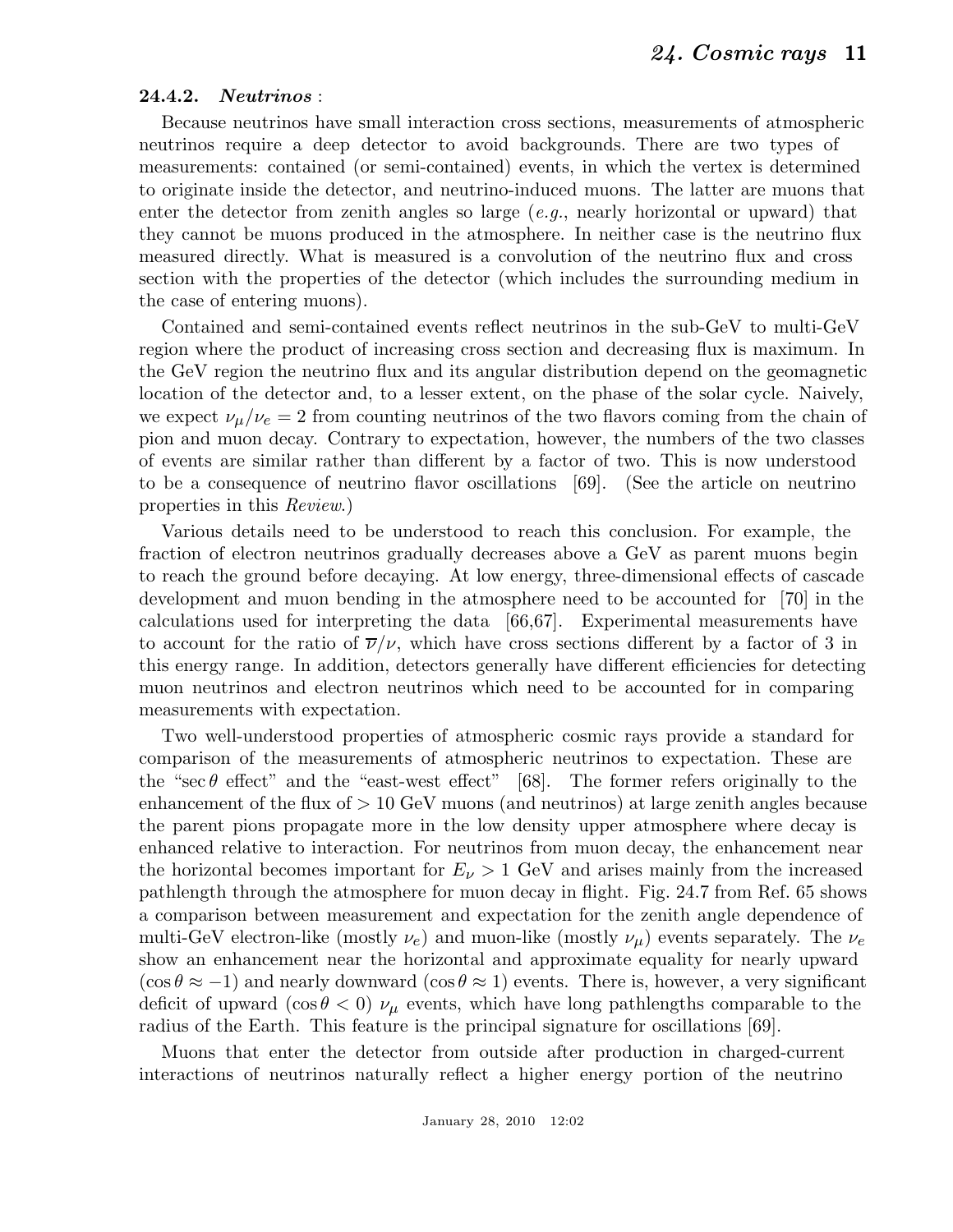### 24.4.2. *Neutrinos* :

Because neutrinos have small interaction cross sections, measurements of atmospheric neutrinos require a deep detector to avoid backgrounds. There are two types of measurements: contained (or semi-contained) events, in which the vertex is determined to originate inside the detector, and neutrino-induced muons. The latter are muons that enter the detector from zenith angles so large (*e.g.*, nearly horizontal or upward) that they cannot be muons produced in the atmosphere. In neither case is the neutrino flux measured directly. What is measured is a convolution of the neutrino flux and cross section with the properties of the detector (which includes the surrounding medium in the case of entering muons).

Contained and semi-contained events reflect neutrinos in the sub-GeV to multi-GeV region where the product of increasing cross section and decreasing flux is maximum. In the GeV region the neutrino flux and its angular distribution depend on the geomagnetic location of the detector and, to a lesser extent, on the phase of the solar cycle. Naively, we expect $\nu_\mu/\nu_e = 2$ from counting neutrinos of the two flavors coming from the chain of pion and muon decay. Contrary to expectation, however, the numbers of the two classes of events are similar rather than different by a factor of two. This is now understood to be a consequence of neutrino flavor oscillations [69]. (See the article on neutrino properties in this *Review*.)

Various details need to be understood to reach this conclusion. For example, the fraction of electron neutrinos gradually decreases above a GeV as parent muons begin to reach the ground before decaying. At low energy, three-dimensional effects of cascade development and muon bending in the atmosphere need to be accounted for [70] in the calculations used for interpreting the data [66,67]. Experimental measurements have to account for the ratio of $\overline{\nu}/\nu$, which have cross sections different by a factor of 3 in this energy range. In addition, detectors generally have different efficiencies for detecting muon neutrinos and electron neutrinos which need to be accounted for in comparing measurements with expectation.

Two well-understood properties of atmospheric cosmic rays provide a standard for comparison of the measurements of atmospheric neutrinos to expectation. These are the "$\sec\theta$ effect" and the "east-west effect" [68]. The former refers originally to the enhancement of the flux of $> 10$ GeV muons (and neutrinos) at large zenith angles because the parent pions propagate more in the low density upper atmosphere where decay is enhanced relative to interaction. For neutrinos from muon decay, the enhancement near the horizontal becomes important for $E_\nu > 1$ GeV and arises mainly from the increased pathlength through the atmosphere for muon decay in flight. Fig. 24.7 from Ref. 65 shows a comparison between measurement and expectation for the zenith angle dependence of multi-GeV electron-like (mostly $\nu_e$) and muon-like (mostly $\nu_\mu$) events separately. The $\nu_e$ show an enhancement near the horizontal and approximate equality for nearly upward ($\cos\theta \approx -1$) and nearly downward ($\cos\theta \approx 1$) events. There is, however, a very significant deficit of upward ($\cos\theta < 0$) $\nu_\mu$ events, which have long pathlengths comparable to the radius of the Earth. This feature is the principal signature for oscillations [69].

Muons that enter the detector from outside after production in charged-current interactions of neutrinos naturally reflect a higher energy portion of the neutrino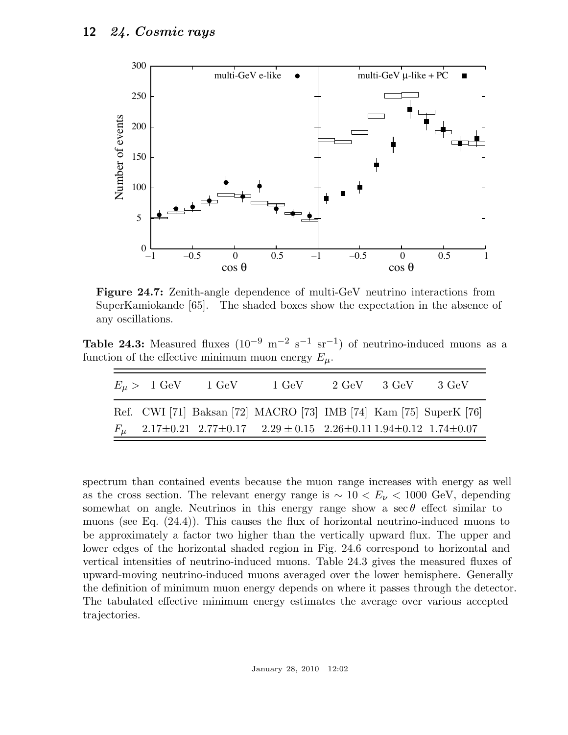**Figure 24.7:** Zenith-angle dependence of multi-GeV neutrino interactions from SuperKamiokande [65]. The shaded boxes show the expectation in the absence of any oscillations.

**Table 24.3:** Measured fluxes ($10^{-9}$ m$^{-2}$ s$^{-1}$ sr$^{-1}$) of neutrino-induced muons as a function of the effective minimum muon energy $E_\mu$.

| $E_\mu >$ | 1 GeV | 1 GeV | 1 GeV | 2 GeV | 3 GeV | 3 GeV |
|---|---|---|---|---|---|---|
| Ref. | CWI [71] | Baksan [72] | MACRO [73] | IMB [74] | Kam [75] | SuperK [76] |
| $F_\mu$ | 2.17±0.21 | 2.77±0.17 | 2.29 ± 0.15 | 2.26±0.11 | 1.94±0.12 | 1.74±0.07 |

spectrum than contained events because the muon range increases with energy as well as the cross section. The relevant energy range is $\sim 10 < E_\nu < 1000$ GeV, depending somewhat on angle. Neutrinos in this energy range show a $\sec\theta$ effect similar to muons (see Eq. (24.4)). This causes the flux of horizontal neutrino-induced muons to be approximately a factor two higher than the vertically upward flux. The upper and lower edges of the horizontal shaded region in Fig. 24.6 correspond to horizontal and vertical intensities of neutrino-induced muons. Table 24.3 gives the measured fluxes of upward-moving neutrino-induced muons averaged over the lower hemisphere. Generally the definition of minimum muon energy depends on where it passes through the detector. The tabulated effective minimum energy estimates the average over various accepted trajectories.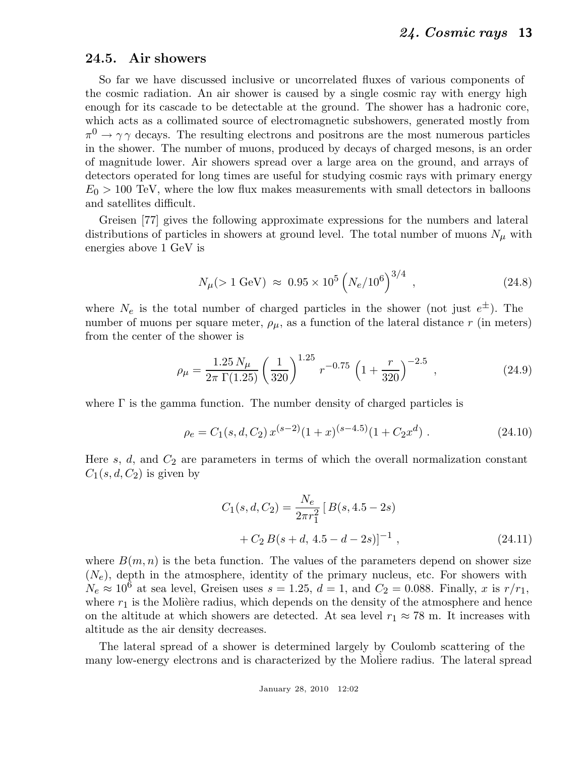## 24.5. Air showers

So far we have discussed inclusive or uncorrelated fluxes of various components of the cosmic radiation. An air shower is caused by a single cosmic ray with energy high enough for its cascade to be detectable at the ground. The shower has a hadronic core, which acts as a collimated source of electromagnetic subshowers, generated mostly from $\pi^0 \to \gamma\,\gamma$ decays. The resulting electrons and positrons are the most numerous particles in the shower. The number of muons, produced by decays of charged mesons, is an order of magnitude lower. Air showers spread over a large area on the ground, and arrays of detectors operated for long times are useful for studying cosmic rays with primary energy $E_0 > 100$ TeV, where the low flux makes measurements with small detectors in balloons and satellites difficult.

Greisen [77] gives the following approximate expressions for the numbers and lateral distributions of particles in showers at ground level. The total number of muons $N_\mu$ with energies above 1 GeV is

$$N_\mu(>1\ \mathrm{GeV}) \;\approx\; 0.95\times10^5 \left(N_e/10^6\right)^{3/4} \;, \tag{24.8}$$

where $N_e$ is the total number of charged particles in the shower (not just $e^\pm$). The number of muons per square meter, $\rho_\mu$, as a function of the lateral distance $r$ (in meters) from the center of the shower is

$$\rho_\mu = \frac{1.25\,N_\mu}{2\pi\,\Gamma(1.25)}\left(\frac{1}{320}\right)^{1.25} r^{-0.75}\left(1+\frac{r}{320}\right)^{-2.5} \;, \tag{24.9}$$

where $\Gamma$ is the gamma function. The number density of charged particles is

$$\rho_e = C_1(s,d,C_2)\,x^{(s-2)}(1+x)^{(s-4.5)}(1+C_2x^d) \;. \tag{24.10}$$

Here $s$, $d$, and $C_2$ are parameters in terms of which the overall normalization constant $C_1(s,d,C_2)$ is given by

$$\begin{aligned} C_1(s,d,C_2) = \frac{N_e}{2\pi r_1^2}\,[\,&B(s,4.5-2s) \\ &+ C_2\,B(s+d,\,4.5-d-2s)]^{-1} \;, \end{aligned} \tag{24.11}$$

where $B(m,n)$ is the beta function. The values of the parameters depend on shower size ($N_e$), depth in the atmosphere, identity of the primary nucleus, etc. For showers with $N_e \approx 10^6$ at sea level, Greisen uses $s = 1.25$, $d = 1$, and $C_2 = 0.088$. Finally, $x$ is $r/r_1$, where $r_1$ is the Molière radius, which depends on the density of the atmosphere and hence on the altitude at which showers are detected. At sea level $r_1 \approx 78$ m. It increases with altitude as the air density decreases.

The lateral spread of a shower is determined largely by Coulomb scattering of the many low-energy electrons and is characterized by the Molière radius. The lateral spread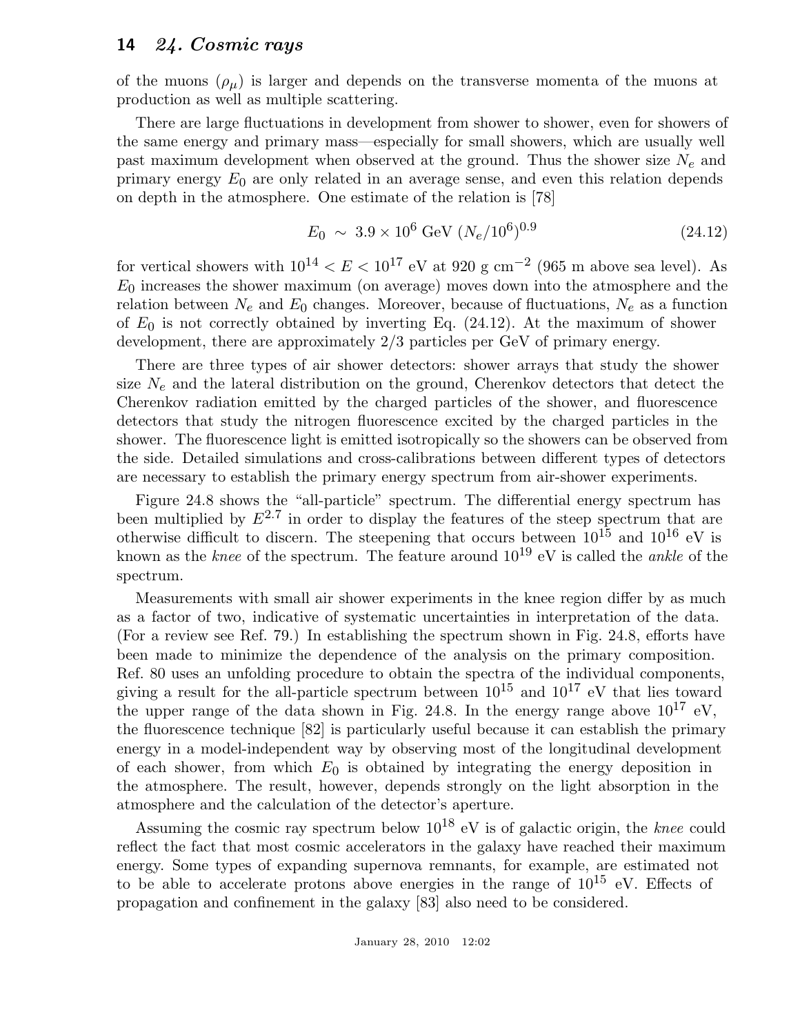of the muons ($\rho_\mu$) is larger and depends on the transverse momenta of the muons at production as well as multiple scattering.

There are large fluctuations in development from shower to shower, even for showers of the same energy and primary mass—especially for small showers, which are usually well past maximum development when observed at the ground. Thus the shower size $N_e$ and primary energy $E_0$ are only related in an average sense, and even this relation depends on depth in the atmosphere. One estimate of the relation is [78]

$$E_0 \sim 3.9 \times 10^6 \text{ GeV } (N_e/10^6)^{0.9} \tag{24.12}$$

for vertical showers with $10^{14} < E < 10^{17}$ eV at 920 g cm$^{-2}$ (965 m above sea level). As $E_0$ increases the shower maximum (on average) moves down into the atmosphere and the relation between $N_e$ and $E_0$ changes. Moreover, because of fluctuations, $N_e$ as a function of $E_0$ is not correctly obtained by inverting Eq. (24.12). At the maximum of shower development, there are approximately 2/3 particles per GeV of primary energy.

There are three types of air shower detectors: shower arrays that study the shower size $N_e$ and the lateral distribution on the ground, Cherenkov detectors that detect the Cherenkov radiation emitted by the charged particles of the shower, and fluorescence detectors that study the nitrogen fluorescence excited by the charged particles in the shower. The fluorescence light is emitted isotropically so the showers can be observed from the side. Detailed simulations and cross-calibrations between different types of detectors are necessary to establish the primary energy spectrum from air-shower experiments.

Figure 24.8 shows the "all-particle" spectrum. The differential energy spectrum has been multiplied by $E^{2.7}$ in order to display the features of the steep spectrum that are otherwise difficult to discern. The steepening that occurs between $10^{15}$ and $10^{16}$ eV is known as the *knee* of the spectrum. The feature around $10^{19}$ eV is called the *ankle* of the spectrum.

Measurements with small air shower experiments in the knee region differ by as much as a factor of two, indicative of systematic uncertainties in interpretation of the data. (For a review see Ref. 79.) In establishing the spectrum shown in Fig. 24.8, efforts have been made to minimize the dependence of the analysis on the primary composition. Ref. 80 uses an unfolding procedure to obtain the spectra of the individual components, giving a result for the all-particle spectrum between $10^{15}$ and $10^{17}$ eV that lies toward the upper range of the data shown in Fig. 24.8. In the energy range above $10^{17}$ eV, the fluorescence technique [82] is particularly useful because it can establish the primary energy in a model-independent way by observing most of the longitudinal development of each shower, from which $E_0$ is obtained by integrating the energy deposition in the atmosphere. The result, however, depends strongly on the light absorption in the atmosphere and the calculation of the detector's aperture.

Assuming the cosmic ray spectrum below $10^{18}$ eV is of galactic origin, the *knee* could reflect the fact that most cosmic accelerators in the galaxy have reached their maximum energy. Some types of expanding supernova remnants, for example, are estimated not to be able to accelerate protons above energies in the range of $10^{15}$ eV. Effects of propagation and confinement in the galaxy [83] also need to be considered.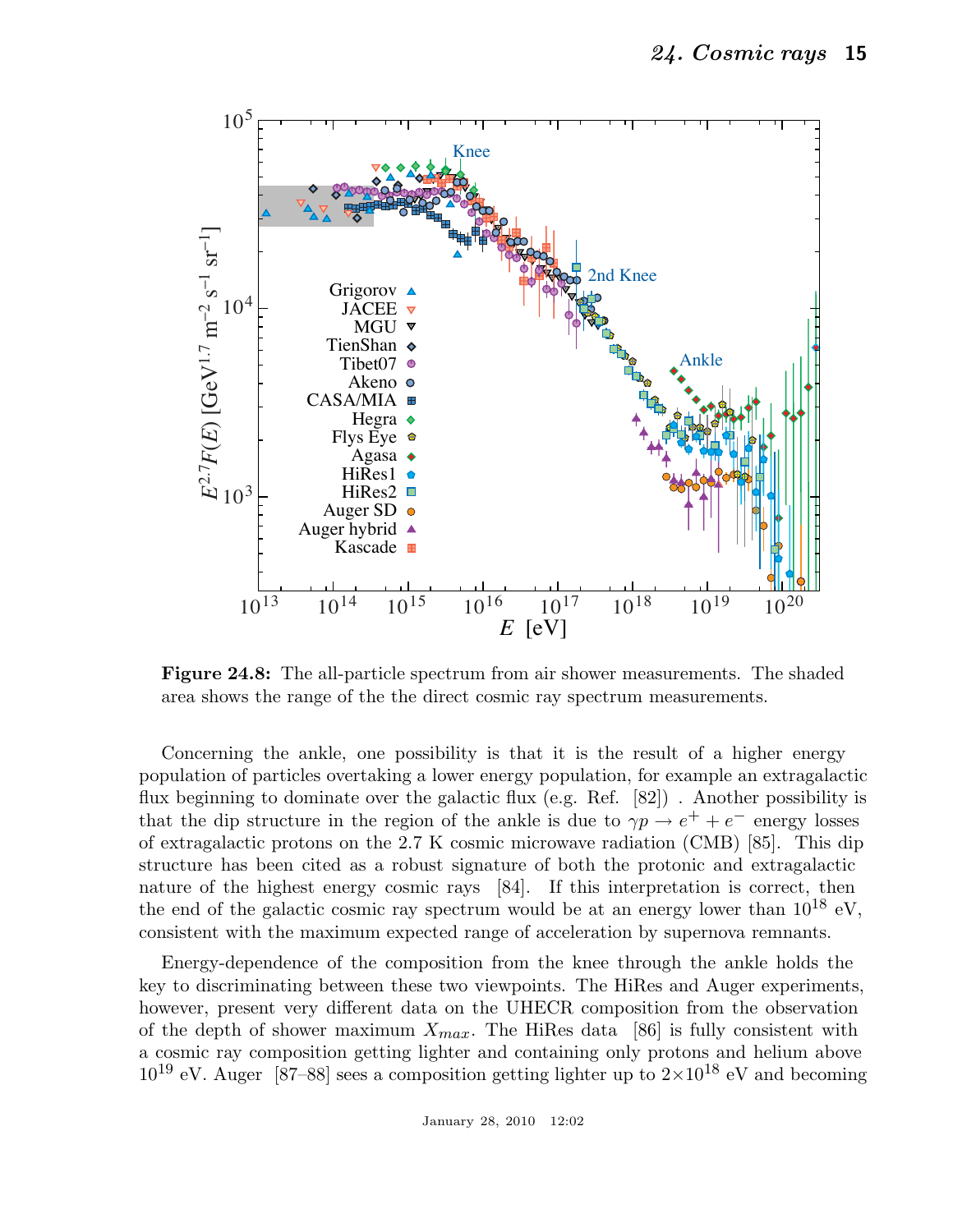**Figure 24.8:** The all-particle spectrum from air shower measurements. The shaded area shows the range of the the direct cosmic ray spectrum measurements.

Concerning the ankle, one possibility is that it is the result of a higher energy population of particles overtaking a lower energy population, for example an extragalactic flux beginning to dominate over the galactic flux (e.g. Ref. [82]) . Another possibility is that the dip structure in the region of the ankle is due to $\gamma p \rightarrow e^+ + e^-$ energy losses of extragalactic protons on the 2.7 K cosmic microwave radiation (CMB) [85]. This dip structure has been cited as a robust signature of both the protonic and extragalactic nature of the highest energy cosmic rays [84]. If this interpretation is correct, then the end of the galactic cosmic ray spectrum would be at an energy lower than $10^{18}$ eV, consistent with the maximum expected range of acceleration by supernova remnants.

Energy-dependence of the composition from the knee through the ankle holds the key to discriminating between these two viewpoints. The HiRes and Auger experiments, however, present very different data on the UHECR composition from the observation of the depth of shower maximum $X_{max}$. The HiRes data [86] is fully consistent with a cosmic ray composition getting lighter and containing only protons and helium above $10^{19}$ eV. Auger [87–88] sees a composition getting lighter up to $2 \times 10^{18}$ eV and becoming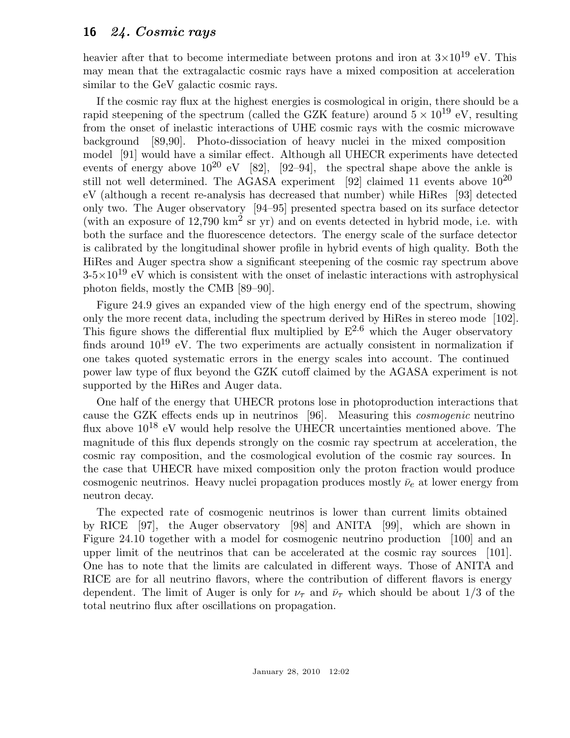heavier after that to become intermediate between protons and iron at $3\times10^{19}$ eV. This may mean that the extragalactic cosmic rays have a mixed composition at acceleration similar to the GeV galactic cosmic rays.

If the cosmic ray flux at the highest energies is cosmological in origin, there should be a rapid steepening of the spectrum (called the GZK feature) around $5\times10^{19}$ eV, resulting from the onset of inelastic interactions of UHE cosmic rays with the cosmic microwave background [89,90]. Photo-dissociation of heavy nuclei in the mixed composition model [91] would have a similar effect. Although all UHECR experiments have detected events of energy above $10^{20}$ eV [82], [92–94], the spectral shape above the ankle is still not well determined. The AGASA experiment [92] claimed 11 events above $10^{20}$ eV (although a recent re-analysis has decreased that number) while HiRes [93] detected only two. The Auger observatory [94–95] presented spectra based on its surface detector (with an exposure of 12,790 km$^2$ sr yr) and on events detected in hybrid mode, i.e. with both the surface and the fluorescence detectors. The energy scale of the surface detector is calibrated by the longitudinal shower profile in hybrid events of high quality. Both the HiRes and Auger spectra show a significant steepening of the cosmic ray spectrum above 3-5$\times10^{19}$ eV which is consistent with the onset of inelastic interactions with astrophysical photon fields, mostly the CMB [89–90].

Figure 24.9 gives an expanded view of the high energy end of the spectrum, showing only the more recent data, including the spectrum derived by HiRes in stereo mode [102]. This figure shows the differential flux multiplied by $E^{2.6}$ which the Auger observatory finds around $10^{19}$ eV. The two experiments are actually consistent in normalization if one takes quoted systematic errors in the energy scales into account. The continued power law type of flux beyond the GZK cutoff claimed by the AGASA experiment is not supported by the HiRes and Auger data.

One half of the energy that UHECR protons lose in photoproduction interactions that cause the GZK effects ends up in neutrinos [96]. Measuring this *cosmogenic* neutrino flux above $10^{18}$ eV would help resolve the UHECR uncertainties mentioned above. The magnitude of this flux depends strongly on the cosmic ray spectrum at acceleration, the cosmic ray composition, and the cosmological evolution of the cosmic ray sources. In the case that UHECR have mixed composition only the proton fraction would produce cosmogenic neutrinos. Heavy nuclei propagation produces mostly $\bar{\nu}_e$ at lower energy from neutron decay.

The expected rate of cosmogenic neutrinos is lower than current limits obtained by RICE [97], the Auger observatory [98] and ANITA [99], which are shown in Figure 24.10 together with a model for cosmogenic neutrino production [100] and an upper limit of the neutrinos that can be accelerated at the cosmic ray sources [101]. One has to note that the limits are calculated in different ways. Those of ANITA and RICE are for all neutrino flavors, where the contribution of different flavors is energy dependent. The limit of Auger is only for $\nu_\tau$ and $\bar{\nu}_\tau$ which should be about 1/3 of the total neutrino flux after oscillations on propagation.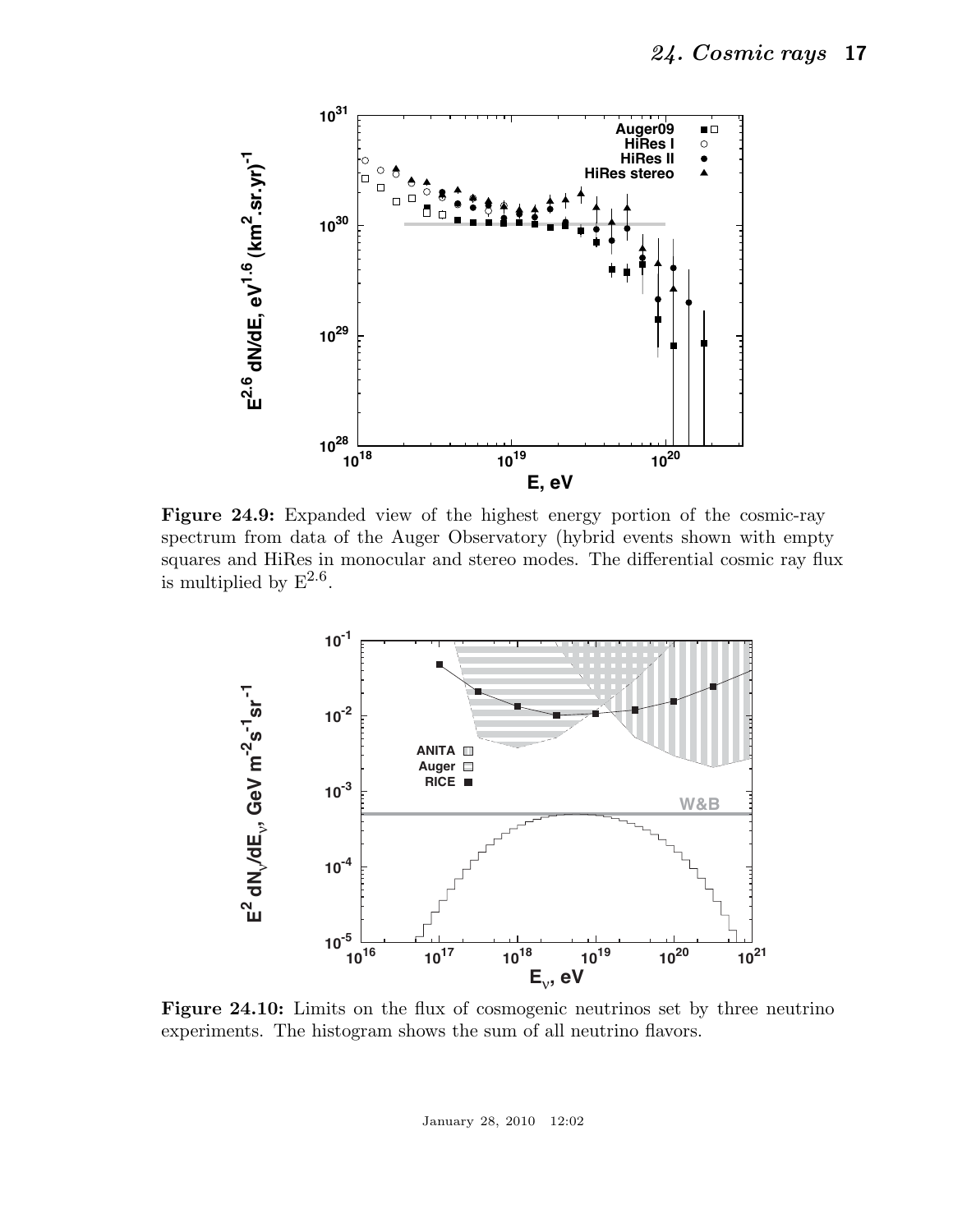**Figure 24.9:** Expanded view of the highest energy portion of the cosmic-ray spectrum from data of the Auger Observatory (hybrid events shown with empty squares and HiRes in monocular and stereo modes. The differential cosmic ray flux is multiplied by $E^{2.6}$.

**Figure 24.10:** Limits on the flux of cosmogenic neutrinos set by three neutrino experiments. The histogram shows the sum of all neutrino flavors.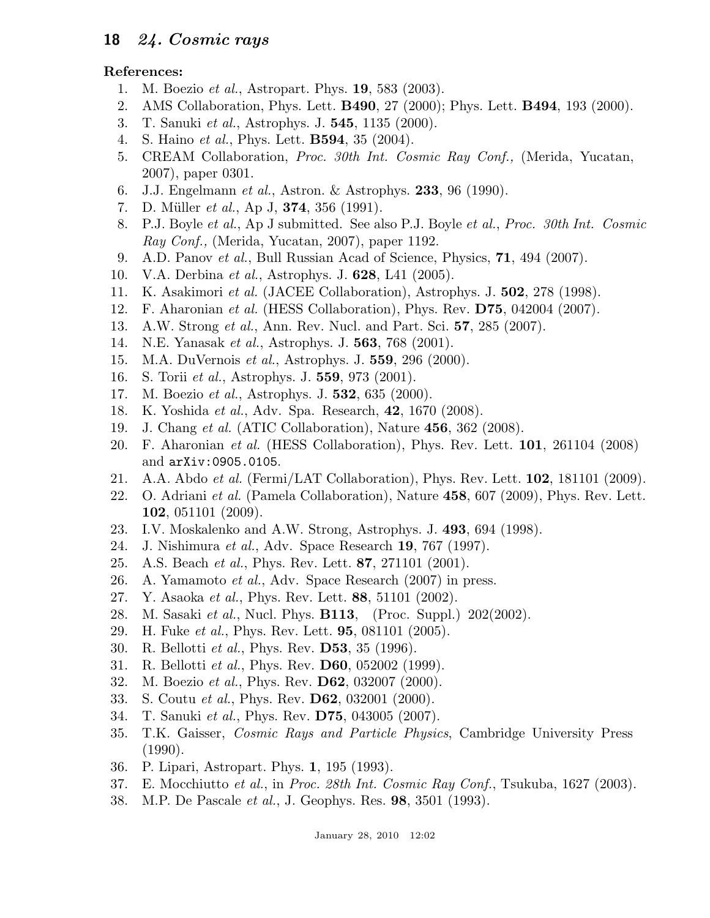**References:**

1. M. Boezio *et al.*, Astropart. Phys. **19**, 583 (2003).
2. AMS Collaboration, Phys. Lett. **B490**, 27 (2000); Phys. Lett. **B494**, 193 (2000).
3. T. Sanuki *et al.*, Astrophys. J. **545**, 1135 (2000).
4. S. Haino *et al.*, Phys. Lett. **B594**, 35 (2004).
5. CREAM Collaboration, *Proc. 30th Int. Cosmic Ray Conf.,* (Merida, Yucatan, 2007), paper 0301.
6. J.J. Engelmann *et al.*, Astron. & Astrophys. **233**, 96 (1990).
7. D. Müller *et al.*, Ap J, **374**, 356 (1991).
8. P.J. Boyle *et al.*, Ap J submitted. See also P.J. Boyle *et al.*, *Proc. 30th Int. Cosmic Ray Conf.,* (Merida, Yucatan, 2007), paper 1192.
9. A.D. Panov *et al.*, Bull Russian Acad of Science, Physics, **71**, 494 (2007).
10. V.A. Derbina *et al.*, Astrophys. J. **628**, L41 (2005).
11. K. Asakimori *et al.* (JACEE Collaboration), Astrophys. J. **502**, 278 (1998).
12. F. Aharonian *et al.* (HESS Collaboration), Phys. Rev. **D75**, 042004 (2007).
13. A.W. Strong *et al.*, Ann. Rev. Nucl. and Part. Sci. **57**, 285 (2007).
14. N.E. Yanasak *et al.*, Astrophys. J. **563**, 768 (2001).
15. M.A. DuVernois *et al.*, Astrophys. J. **559**, 296 (2000).
16. S. Torii *et al.*, Astrophys. J. **559**, 973 (2001).
17. M. Boezio *et al.*, Astrophys. J. **532**, 635 (2000).
18. K. Yoshida *et al.*, Adv. Spa. Research, **42**, 1670 (2008).
19. J. Chang *et al.* (ATIC Collaboration), Nature **456**, 362 (2008).
20. F. Aharonian *et al.* (HESS Collaboration), Phys. Rev. Lett. **101**, 261104 (2008) and `arXiv:0905.0105`.
21. A.A. Abdo *et al.* (Fermi/LAT Collaboration), Phys. Rev. Lett. **102**, 181101 (2009).
22. O. Adriani *et al.* (Pamela Collaboration), Nature **458**, 607 (2009), Phys. Rev. Lett. **102**, 051101 (2009).
23. I.V. Moskalenko and A.W. Strong, Astrophys. J. **493**, 694 (1998).
24. J. Nishimura *et al.*, Adv. Space Research **19**, 767 (1997).
25. A.S. Beach *et al.*, Phys. Rev. Lett. **87**, 271101 (2001).
26. A. Yamamoto *et al.*, Adv. Space Research (2007) in press.
27. Y. Asaoka *et al.*, Phys. Rev. Lett. **88**, 51101 (2002).
28. M. Sasaki *et al.*, Nucl. Phys. **B113**, (Proc. Suppl.) 202(2002).
29. H. Fuke *et al.*, Phys. Rev. Lett. **95**, 081101 (2005).
30. R. Bellotti *et al.*, Phys. Rev. **D53**, 35 (1996).
31. R. Bellotti *et al.*, Phys. Rev. **D60**, 052002 (1999).
32. M. Boezio *et al.*, Phys. Rev. **D62**, 032007 (2000).
33. S. Coutu *et al.*, Phys. Rev. **D62**, 032001 (2000).
34. T. Sanuki *et al.*, Phys. Rev. **D75**, 043005 (2007).
35. T.K. Gaisser, *Cosmic Rays and Particle Physics*, Cambridge University Press (1990).
36. P. Lipari, Astropart. Phys. **1**, 195 (1993).
37. E. Mocchiutto *et al.*, in *Proc. 28th Int. Cosmic Ray Conf.*, Tsukuba, 1627 (2003).
38. M.P. De Pascale *et al.*, J. Geophys. Res. **98**, 3501 (1993).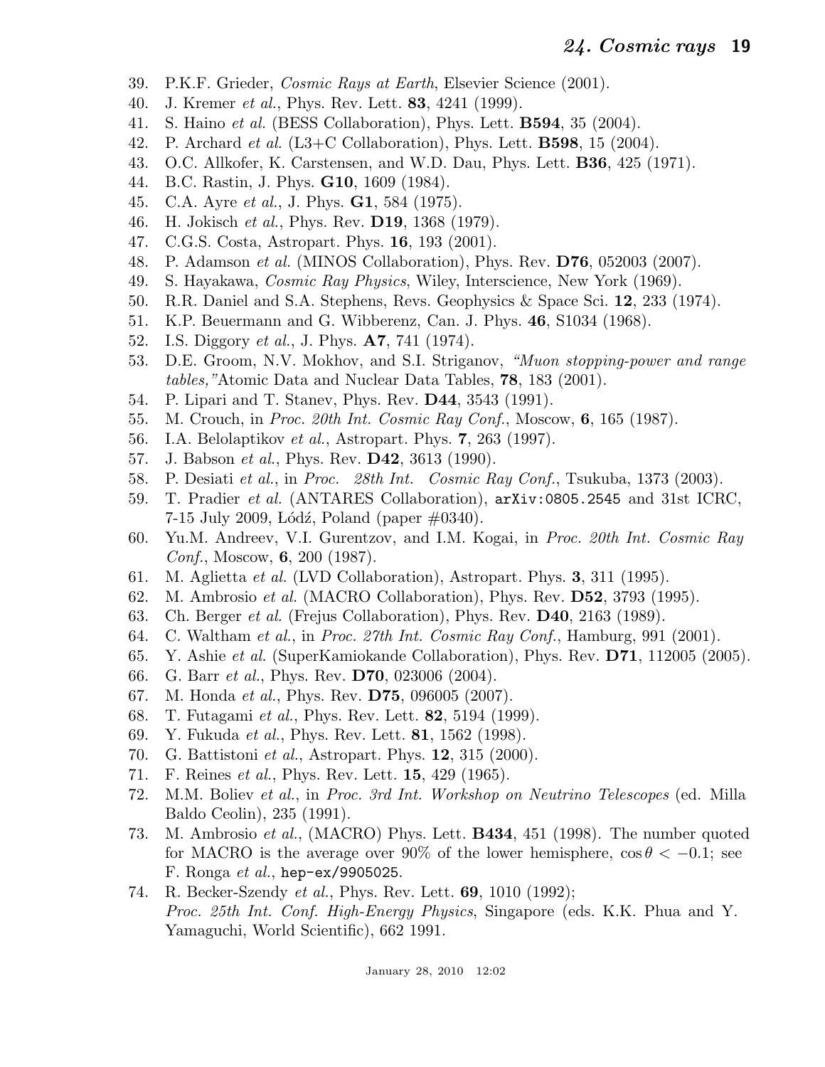39. P.K.F. Grieder, *Cosmic Rays at Earth*, Elsevier Science (2001).
40. J. Kremer *et al.*, Phys. Rev. Lett. **83**, 4241 (1999).
41. S. Haino *et al.* (BESS Collaboration), Phys. Lett. **B594**, 35 (2004).
42. P. Archard *et al.* (L3+C Collaboration), Phys. Lett. **B598**, 15 (2004).
43. O.C. Allkofer, K. Carstensen, and W.D. Dau, Phys. Lett. **B36**, 425 (1971).
44. B.C. Rastin, J. Phys. **G10**, 1609 (1984).
45. C.A. Ayre *et al.*, J. Phys. **G1**, 584 (1975).
46. H. Jokisch *et al.*, Phys. Rev. **D19**, 1368 (1979).
47. C.G.S. Costa, Astropart. Phys. **16**, 193 (2001).
48. P. Adamson *et al.* (MINOS Collaboration), Phys. Rev. **D76**, 052003 (2007).
49. S. Hayakawa, *Cosmic Ray Physics*, Wiley, Interscience, New York (1969).
50. R.R. Daniel and S.A. Stephens, Revs. Geophysics & Space Sci. **12**, 233 (1974).
51. K.P. Beuermann and G. Wibberenz, Can. J. Phys. **46**, S1034 (1968).
52. I.S. Diggory *et al.*, J. Phys. **A7**, 741 (1974).
53. D.E. Groom, N.V. Mokhov, and S.I. Striganov, *"Muon stopping-power and range tables,"* Atomic Data and Nuclear Data Tables, **78**, 183 (2001).
54. P. Lipari and T. Stanev, Phys. Rev. **D44**, 3543 (1991).
55. M. Crouch, in *Proc. 20th Int. Cosmic Ray Conf.*, Moscow, **6**, 165 (1987).
56. I.A. Belolaptikov *et al.*, Astropart. Phys. **7**, 263 (1997).
57. J. Babson *et al.*, Phys. Rev. **D42**, 3613 (1990).
58. P. Desiati *et al.*, in *Proc. 28th Int. Cosmic Ray Conf.*, Tsukuba, 1373 (2003).
59. T. Pradier *et al.* (ANTARES Collaboration), `arXiv:0805.2545` and 31st ICRC, 7-15 July 2009, Łódź, Poland (paper #0340).
60. Yu.M. Andreev, V.I. Gurentzov, and I.M. Kogai, in *Proc. 20th Int. Cosmic Ray Conf.*, Moscow, **6**, 200 (1987).
61. M. Aglietta *et al.* (LVD Collaboration), Astropart. Phys. **3**, 311 (1995).
62. M. Ambrosio *et al.* (MACRO Collaboration), Phys. Rev. **D52**, 3793 (1995).
63. Ch. Berger *et al.* (Frejus Collaboration), Phys. Rev. **D40**, 2163 (1989).
64. C. Waltham *et al.*, in *Proc. 27th Int. Cosmic Ray Conf.*, Hamburg, 991 (2001).
65. Y. Ashie *et al.* (SuperKamiokande Collaboration), Phys. Rev. **D71**, 112005 (2005).
66. G. Barr *et al.*, Phys. Rev. **D70**, 023006 (2004).
67. M. Honda *et al.*, Phys. Rev. **D75**, 096005 (2007).
68. T. Futagami *et al.*, Phys. Rev. Lett. **82**, 5194 (1999).
69. Y. Fukuda *et al.*, Phys. Rev. Lett. **81**, 1562 (1998).
70. G. Battistoni *et al.*, Astropart. Phys. **12**, 315 (2000).
71. F. Reines *et al.*, Phys. Rev. Lett. **15**, 429 (1965).
72. M.M. Boliev *et al.*, in *Proc. 3rd Int. Workshop on Neutrino Telescopes* (ed. Milla Baldo Ceolin), 235 (1991).
73. M. Ambrosio *et al.*, (MACRO) Phys. Lett. **B434**, 451 (1998). The number quoted for MACRO is the average over 90% of the lower hemisphere, $\cos\theta < -0.1$; see F. Ronga *et al.*, `hep-ex/9905025`.
74. R. Becker-Szendy *et al.*, Phys. Rev. Lett. **69**, 1010 (1992); *Proc. 25th Int. Conf. High-Energy Physics*, Singapore (eds. K.K. Phua and Y. Yamaguchi, World Scientific), 662 1991.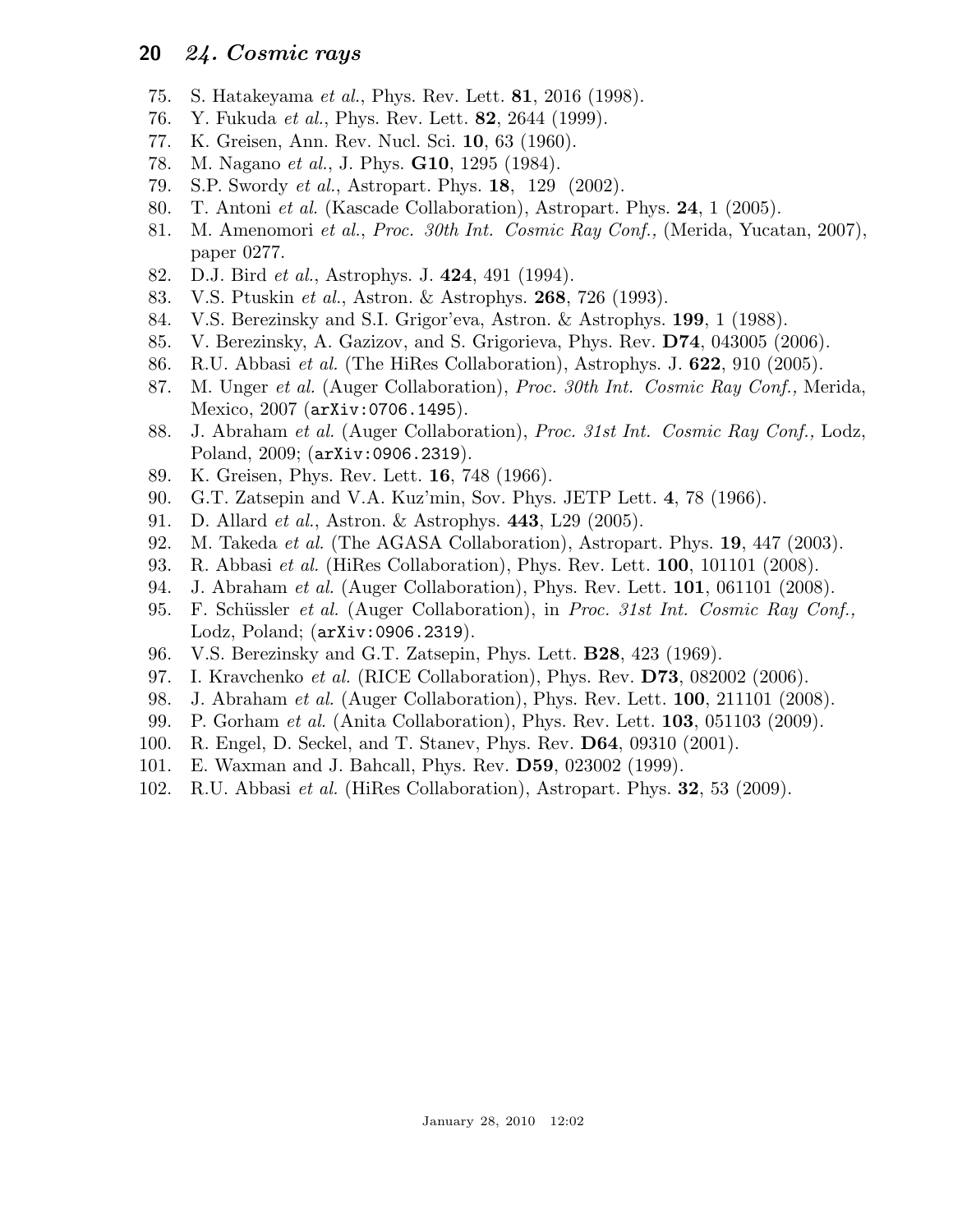75. S. Hatakeyama *et al.*, Phys. Rev. Lett. **81**, 2016 (1998).
76. Y. Fukuda *et al.*, Phys. Rev. Lett. **82**, 2644 (1999).
77. K. Greisen, Ann. Rev. Nucl. Sci. **10**, 63 (1960).
78. M. Nagano *et al.*, J. Phys. **G10**, 1295 (1984).
79. S.P. Swordy *et al.*, Astropart. Phys. **18**, 129 (2002).
80. T. Antoni *et al.* (Kascade Collaboration), Astropart. Phys. **24**, 1 (2005).
81. M. Amenomori *et al.*, *Proc. 30th Int. Cosmic Ray Conf.,* (Merida, Yucatan, 2007), paper 0277.
82. D.J. Bird *et al.*, Astrophys. J. **424**, 491 (1994).
83. V.S. Ptuskin *et al.*, Astron. & Astrophys. **268**, 726 (1993).
84. V.S. Berezinsky and S.I. Grigor'eva, Astron. & Astrophys. **199**, 1 (1988).
85. V. Berezinsky, A. Gazizov, and S. Grigorieva, Phys. Rev. **D74**, 043005 (2006).
86. R.U. Abbasi *et al.* (The HiRes Collaboration), Astrophys. J. **622**, 910 (2005).
87. M. Unger *et al.* (Auger Collaboration), *Proc. 30th Int. Cosmic Ray Conf.,* Merida, Mexico, 2007 (arXiv:0706.1495).
88. J. Abraham *et al.* (Auger Collaboration), *Proc. 31st Int. Cosmic Ray Conf.,* Lodz, Poland, 2009; (arXiv:0906.2319).
89. K. Greisen, Phys. Rev. Lett. **16**, 748 (1966).
90. G.T. Zatsepin and V.A. Kuz'min, Sov. Phys. JETP Lett. **4**, 78 (1966).
91. D. Allard *et al.*, Astron. & Astrophys. **443**, L29 (2005).
92. M. Takeda *et al.* (The AGASA Collaboration), Astropart. Phys. **19**, 447 (2003).
93. R. Abbasi *et al.* (HiRes Collaboration), Phys. Rev. Lett. **100**, 101101 (2008).
94. J. Abraham *et al.* (Auger Collaboration), Phys. Rev. Lett. **101**, 061101 (2008).
95. F. Schüssler *et al.* (Auger Collaboration), in *Proc. 31st Int. Cosmic Ray Conf.,* Lodz, Poland; (arXiv:0906.2319).
96. V.S. Berezinsky and G.T. Zatsepin, Phys. Lett. **B28**, 423 (1969).
97. I. Kravchenko *et al.* (RICE Collaboration), Phys. Rev. **D73**, 082002 (2006).
98. J. Abraham *et al.* (Auger Collaboration), Phys. Rev. Lett. **100**, 211101 (2008).
99. P. Gorham *et al.* (Anita Collaboration), Phys. Rev. Lett. **103**, 051103 (2009).
100. R. Engel, D. Seckel, and T. Stanev, Phys. Rev. **D64**, 09310 (2001).
101. E. Waxman and J. Bahcall, Phys. Rev. **D59**, 023002 (1999).
102. R.U. Abbasi *et al.* (HiRes Collaboration), Astropart. Phys. **32**, 53 (2009).